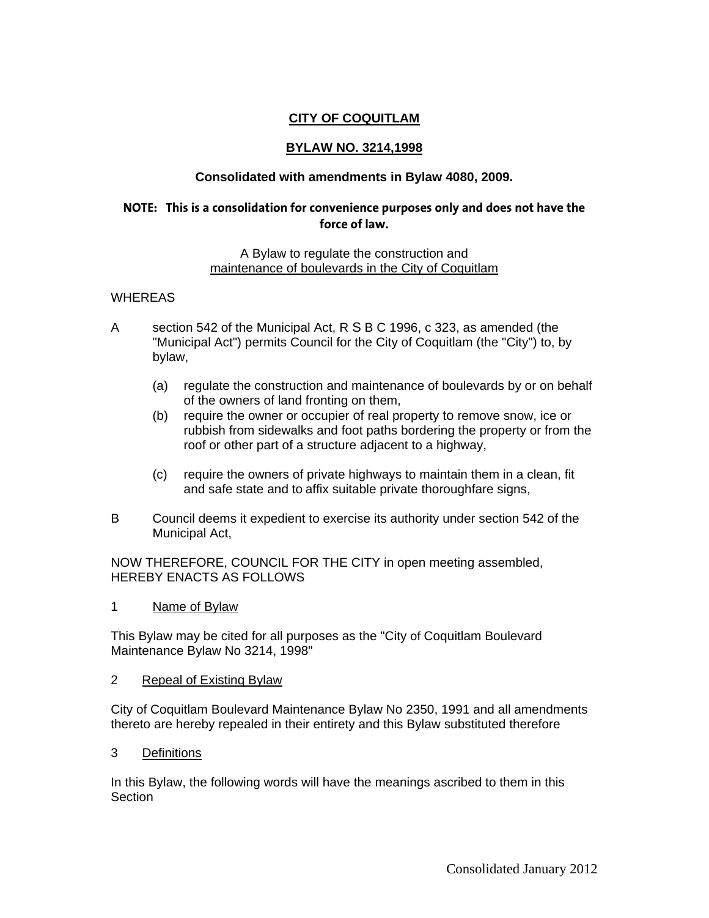# CITY OF COQUITLAM

## BYLAW NO. 3214,1998

**Consolidated with amendments in Bylaw 4080, 2009.**

**NOTE: This is a consolidation for convenience purposes only and does not have the force of law.**

A Bylaw to regulate the construction and maintenance of boulevards in the City of Coquitlam

WHEREAS

A section 542 of the Municipal Act, R S B C 1996, c 323, as amended (the "Municipal Act") permits Council for the City of Coquitlam (the "City") to, by bylaw,

- (a) regulate the construction and maintenance of boulevards by or on behalf of the owners of land fronting on them,
- (b) require the owner or occupier of real property to remove snow, ice or rubbish from sidewalks and foot paths bordering the property or from the roof or other part of a structure adjacent to a highway,
- (c) require the owners of private highways to maintain them in a clean, fit and safe state and to affix suitable private thoroughfare signs,

B Council deems it expedient to exercise its authority under section 542 of the Municipal Act,

NOW THEREFORE, COUNCIL FOR THE CITY in open meeting assembled, HEREBY ENACTS AS FOLLOWS

1 Name of Bylaw

This Bylaw may be cited for all purposes as the "City of Coquitlam Boulevard Maintenance Bylaw No 3214, 1998"

2 Repeal of Existing Bylaw

City of Coquitlam Boulevard Maintenance Bylaw No 2350, 1991 and all amendments thereto are hereby repealed in their entirety and this Bylaw substituted therefore

3 Definitions

In this Bylaw, the following words will have the meanings ascribed to them in this Section

Consolidated January 2012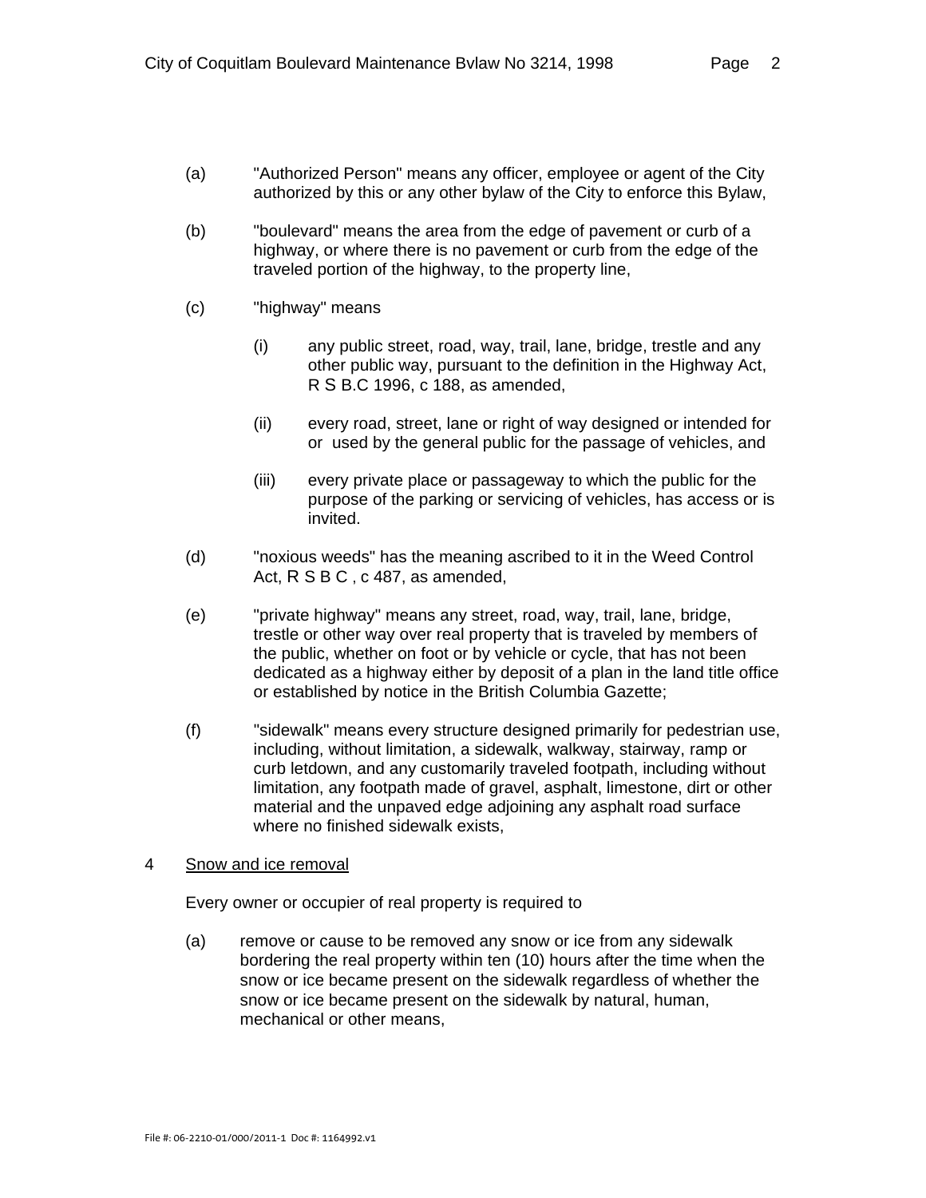(a) "Authorized Person" means any officer, employee or agent of the City authorized by this or any other bylaw of the City to enforce this Bylaw,

(b) "boulevard" means the area from the edge of pavement or curb of a highway, or where there is no pavement or curb from the edge of the traveled portion of the highway, to the property line,

(c) "highway" means

(i) any public street, road, way, trail, lane, bridge, trestle and any other public way, pursuant to the definition in the Highway Act, R S B.C 1996, c 188, as amended,

(ii) every road, street, lane or right of way designed or intended for or used by the general public for the passage of vehicles, and

(iii) every private place or passageway to which the public for the purpose of the parking or servicing of vehicles, has access or is invited.

(d) "noxious weeds" has the meaning ascribed to it in the Weed Control Act, R S B C , c 487, as amended,

(e) "private highway" means any street, road, way, trail, lane, bridge, trestle or other way over real property that is traveled by members of the public, whether on foot or by vehicle or cycle, that has not been dedicated as a highway either by deposit of a plan in the land title office or established by notice in the British Columbia Gazette;

(f) "sidewalk" means every structure designed primarily for pedestrian use, including, without limitation, a sidewalk, walkway, stairway, ramp or curb letdown, and any customarily traveled footpath, including without limitation, any footpath made of gravel, asphalt, limestone, dirt or other material and the unpaved edge adjoining any asphalt road surface where no finished sidewalk exists,

## 4 Snow and ice removal

Every owner or occupier of real property is required to

(a) remove or cause to be removed any snow or ice from any sidewalk bordering the real property within ten (10) hours after the time when the snow or ice became present on the sidewalk regardless of whether the snow or ice became present on the sidewalk by natural, human, mechanical or other means,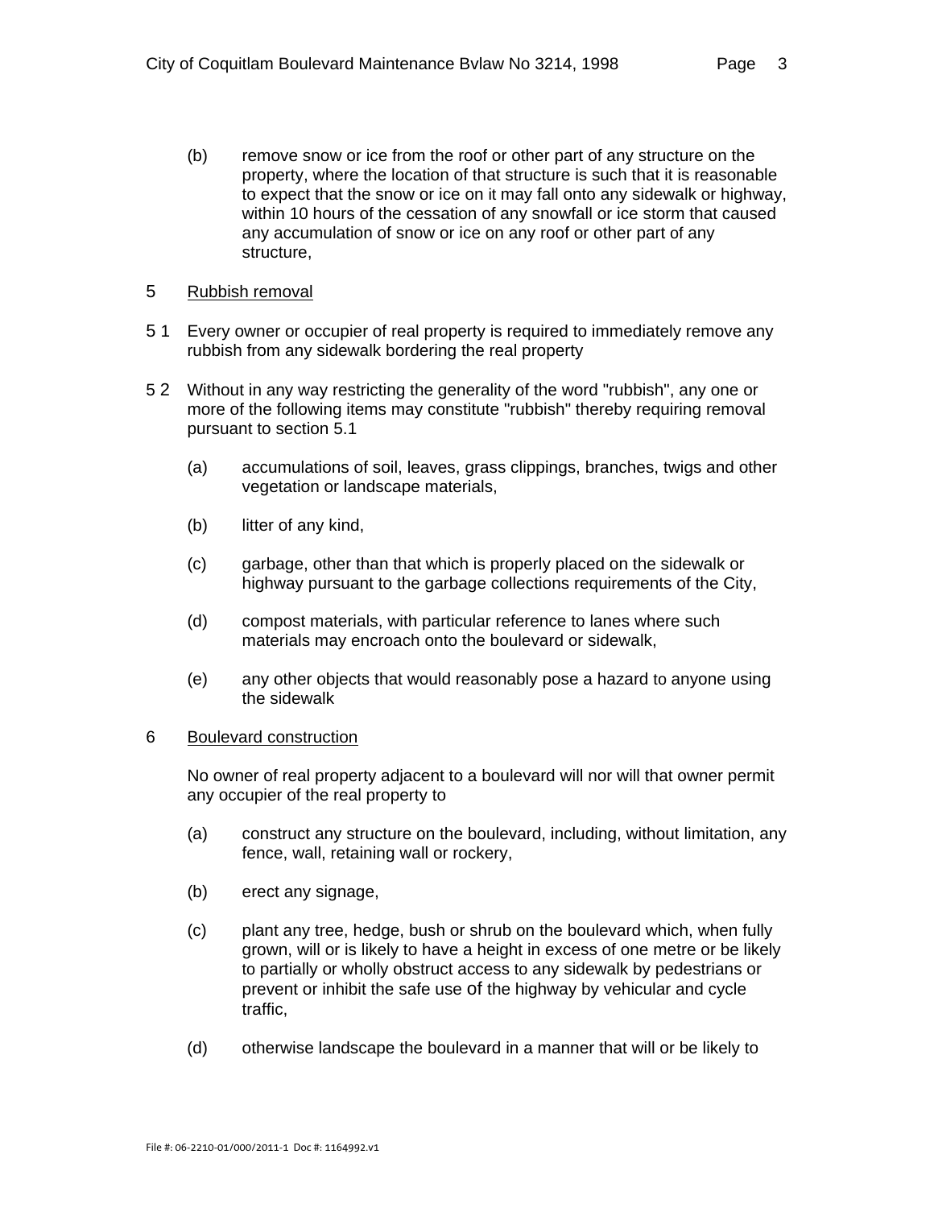(b) remove snow or ice from the roof or other part of any structure on the property, where the location of that structure is such that it is reasonable to expect that the snow or ice on it may fall onto any sidewalk or highway, within 10 hours of the cessation of any snowfall or ice storm that caused any accumulation of snow or ice on any roof or other part of any structure,

## 5 Rubbish removal

5 1 Every owner or occupier of real property is required to immediately remove any rubbish from any sidewalk bordering the real property

5 2 Without in any way restricting the generality of the word "rubbish", any one or more of the following items may constitute "rubbish" thereby requiring removal pursuant to section 5.1

(a) accumulations of soil, leaves, grass clippings, branches, twigs and other vegetation or landscape materials,

(b) litter of any kind,

(c) garbage, other than that which is properly placed on the sidewalk or highway pursuant to the garbage collections requirements of the City,

(d) compost materials, with particular reference to lanes where such materials may encroach onto the boulevard or sidewalk,

(e) any other objects that would reasonably pose a hazard to anyone using the sidewalk

## 6 Boulevard construction

No owner of real property adjacent to a boulevard will nor will that owner permit any occupier of the real property to

(a) construct any structure on the boulevard, including, without limitation, any fence, wall, retaining wall or rockery,

(b) erect any signage,

(c) plant any tree, hedge, bush or shrub on the boulevard which, when fully grown, will or is likely to have a height in excess of one metre or be likely to partially or wholly obstruct access to any sidewalk by pedestrians or prevent or inhibit the safe use of the highway by vehicular and cycle traffic,

(d) otherwise landscape the boulevard in a manner that will or be likely to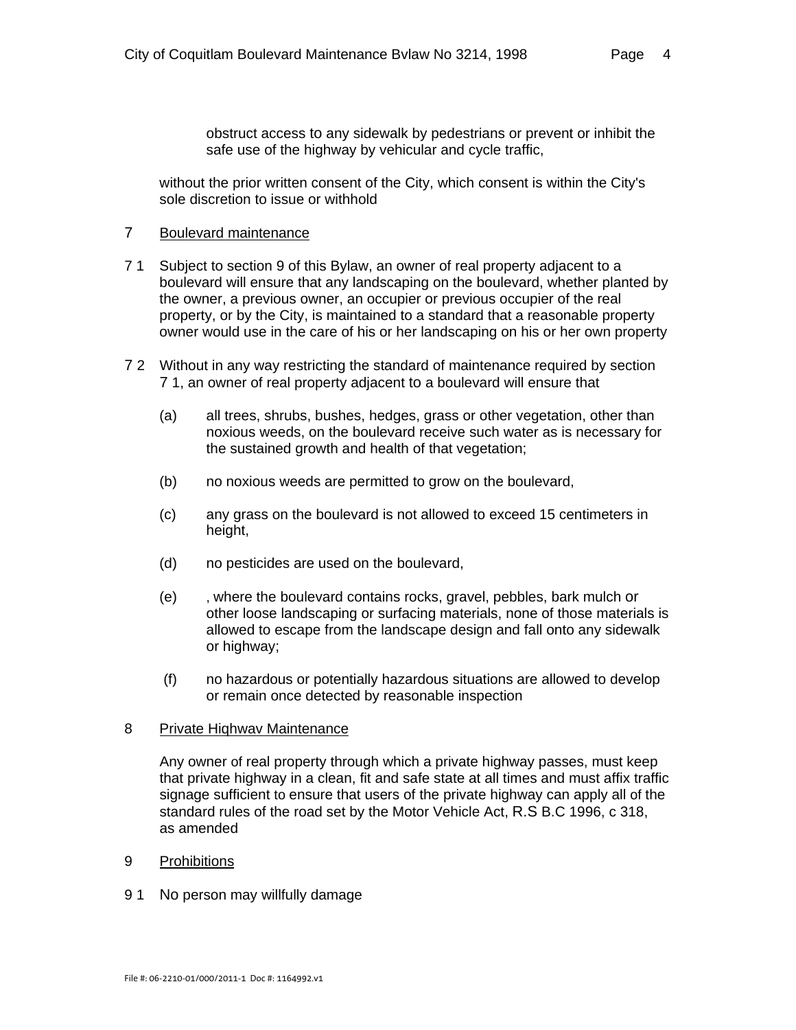obstruct access to any sidewalk by pedestrians or prevent or inhibit the safe use of the highway by vehicular and cycle traffic,

without the prior written consent of the City, which consent is within the City's sole discretion to issue or withhold

## 7 Boulevard maintenance

7 1 Subject to section 9 of this Bylaw, an owner of real property adjacent to a boulevard will ensure that any landscaping on the boulevard, whether planted by the owner, a previous owner, an occupier or previous occupier of the real property, or by the City, is maintained to a standard that a reasonable property owner would use in the care of his or her landscaping on his or her own property

7 2 Without in any way restricting the standard of maintenance required by section 7 1, an owner of real property adjacent to a boulevard will ensure that

(a) all trees, shrubs, bushes, hedges, grass or other vegetation, other than noxious weeds, on the boulevard receive such water as is necessary for the sustained growth and health of that vegetation;

(b) no noxious weeds are permitted to grow on the boulevard,

(c) any grass on the boulevard is not allowed to exceed 15 centimeters in height,

(d) no pesticides are used on the boulevard,

(e) , where the boulevard contains rocks, gravel, pebbles, bark mulch or other loose landscaping or surfacing materials, none of those materials is allowed to escape from the landscape design and fall onto any sidewalk or highway;

(f) no hazardous or potentially hazardous situations are allowed to develop or remain once detected by reasonable inspection

## 8 Private Hiqhwav Maintenance

Any owner of real property through which a private highway passes, must keep that private highway in a clean, fit and safe state at all times and must affix traffic signage sufficient to ensure that users of the private highway can apply all of the standard rules of the road set by the Motor Vehicle Act, R.S B.C 1996, c 318, as amended

## 9 Prohibitions

9 1 No person may willfully damage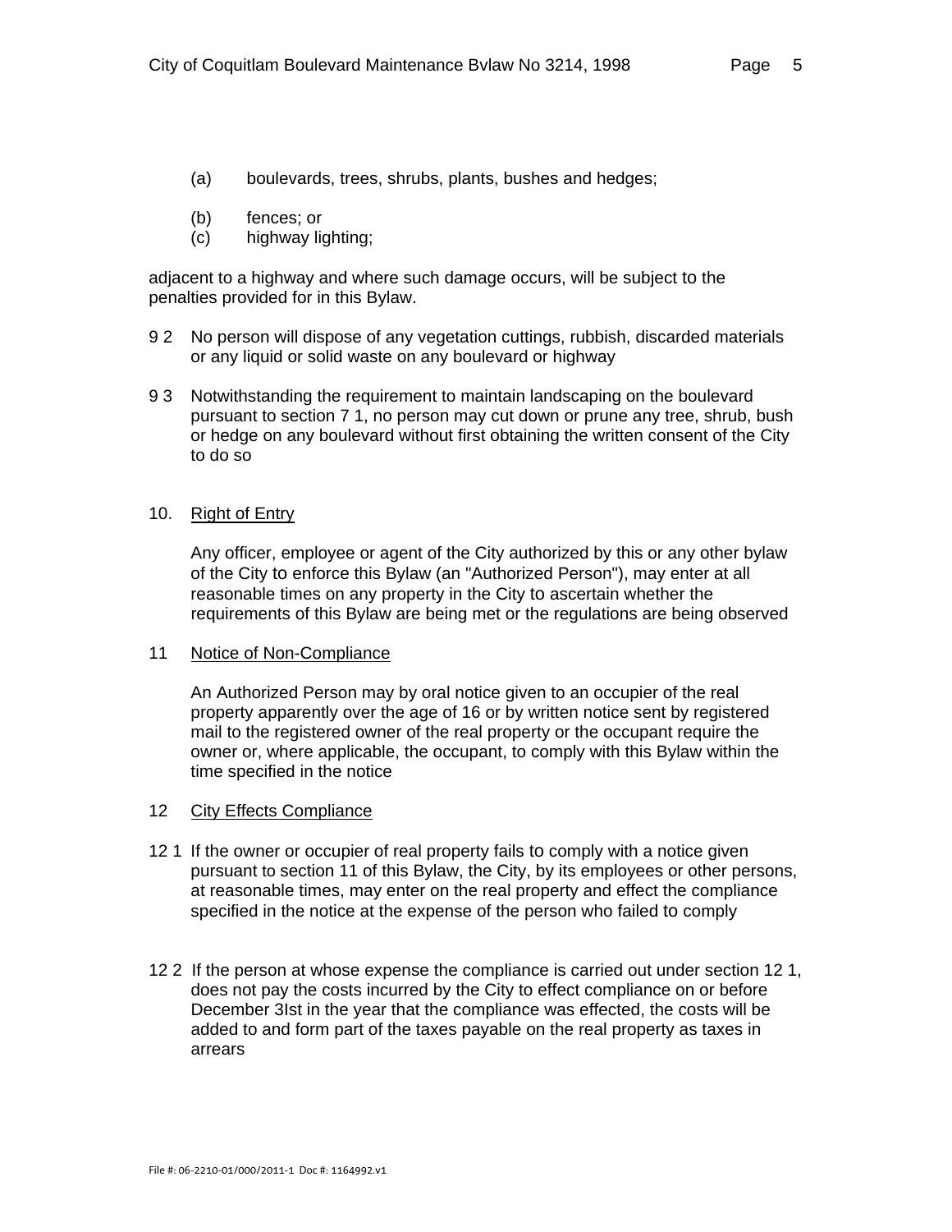(a) boulevards, trees, shrubs, plants, bushes and hedges;

(b) fences; or

(c) highway lighting;

adjacent to a highway and where such damage occurs, will be subject to the penalties provided for in this Bylaw.

9 2 No person will dispose of any vegetation cuttings, rubbish, discarded materials or any liquid or solid waste on any boulevard or highway

9 3 Notwithstanding the requirement to maintain landscaping on the boulevard pursuant to section 7 1, no person may cut down or prune any tree, shrub, bush or hedge on any boulevard without first obtaining the written consent of the City to do so

10. <u>Right of Entry</u>

Any officer, employee or agent of the City authorized by this or any other bylaw of the City to enforce this Bylaw (an "Authorized Person"), may enter at all reasonable times on any property in the City to ascertain whether the requirements of this Bylaw are being met or the regulations are being observed

11 <u>Notice of Non-Compliance</u>

An Authorized Person may by oral notice given to an occupier of the real property apparently over the age of 16 or by written notice sent by registered mail to the registered owner of the real property or the occupant require the owner or, where applicable, the occupant, to comply with this Bylaw within the time specified in the notice

12 <u>City Effects Compliance</u>

12 1 If the owner or occupier of real property fails to comply with a notice given pursuant to section 11 of this Bylaw, the City, by its employees or other persons, at reasonable times, may enter on the real property and effect the compliance specified in the notice at the expense of the person who failed to comply

12 2 If the person at whose expense the compliance is carried out under section 12 1, does not pay the costs incurred by the City to effect compliance on or before December 3Ist in the year that the compliance was effected, the costs will be added to and form part of the taxes payable on the real property as taxes in arrears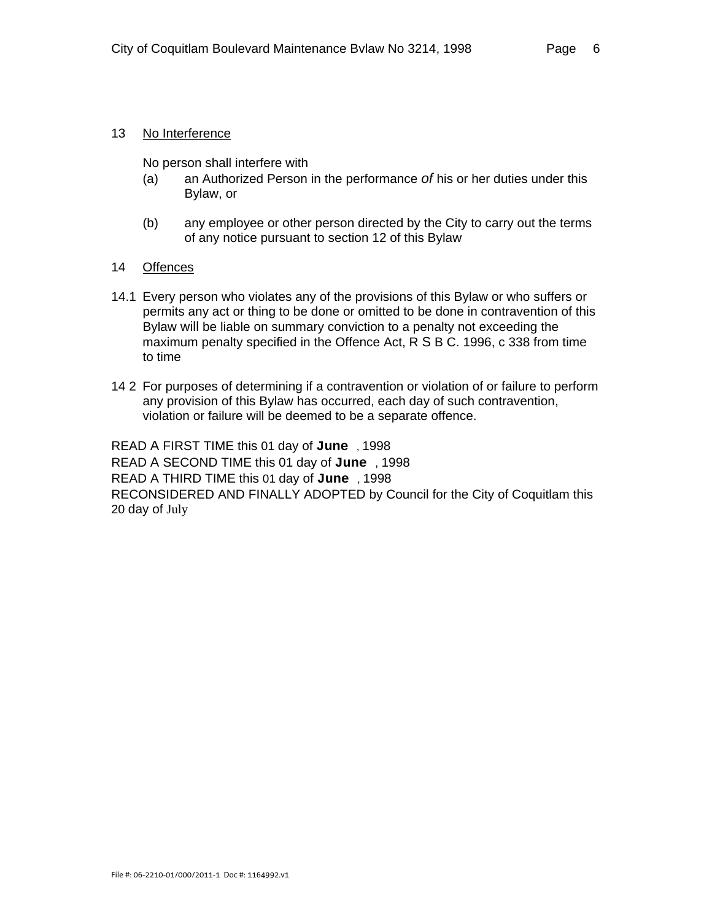13 <u>No Interference</u>

No person shall interfere with

(a) an Authorized Person in the performance *of* his or her duties under this Bylaw, or

(b) any employee or other person directed by the City to carry out the terms of any notice pursuant to section 12 of this Bylaw

14 <u>Offences</u>

14.1 Every person who violates any of the provisions of this Bylaw or who suffers or permits any act or thing to be done or omitted to be done in contravention of this Bylaw will be liable on summary conviction to a penalty not exceeding the maximum penalty specified in the Offence Act, R S B C. 1996, c 338 from time to time

14 2 For purposes of determining if a contravention or violation of or failure to perform any provision of this Bylaw has occurred, each day of such contravention, violation or failure will be deemed to be a separate offence.

READ A FIRST TIME this 01 day of **June** , 1998
READ A SECOND TIME this 01 day of **June** , 1998
READ A THIRD TIME this 01 day of **June** , 1998
RECONSIDERED AND FINALLY ADOPTED by Council for the City of Coquitlam this 20 day of July

File #: 06-2210-01/000/2011-1 Doc #: 1164992.v1